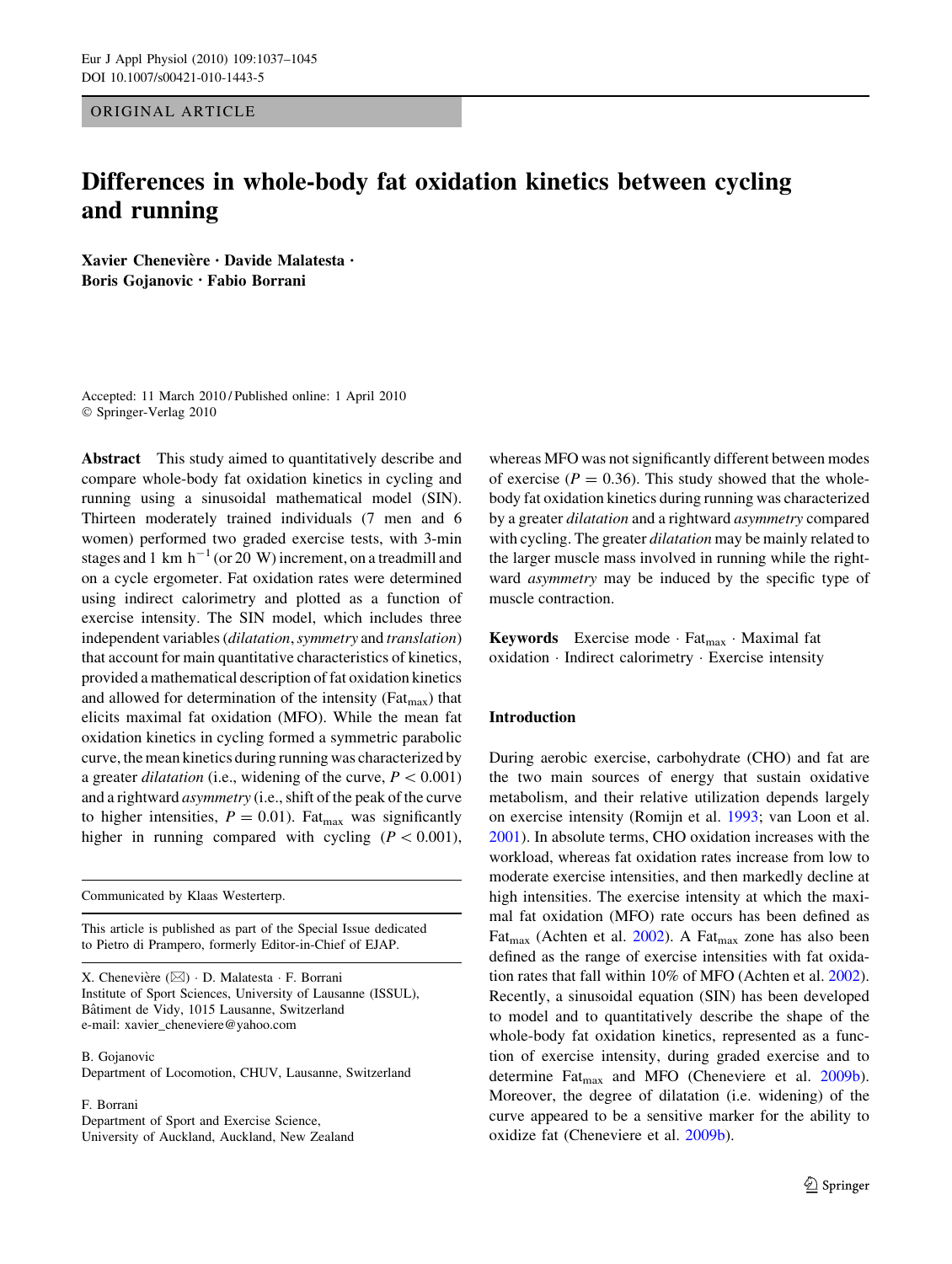ORIGINAL ARTICLE

# Differences in whole-body fat oxidation kinetics between cycling and running

**Xavier Chenevière · Davide Malatesta · Boris Gojanovic · Fabio Borrani**

Accepted: 11 March 2010 / Published online: 1 April 2010
© Springer-Verlag 2010

**Abstract** This study aimed to quantitatively describe and compare whole-body fat oxidation kinetics in cycling and running using a sinusoidal mathematical model (SIN). Thirteen moderately trained individuals (7 men and 6 women) performed two graded exercise tests, with 3-min stages and 1 km $h^{-1}$ (or 20 W) increment, on a treadmill and on a cycle ergometer. Fat oxidation rates were determined using indirect calorimetry and plotted as a function of exercise intensity. The SIN model, which includes three independent variables (*dilatation*, *symmetry* and *translation*) that account for main quantitative characteristics of kinetics, provided a mathematical description of fat oxidation kinetics and allowed for determination of the intensity ($Fat_{max}$) that elicits maximal fat oxidation (MFO). While the mean fat oxidation kinetics in cycling formed a symmetric parabolic curve, the mean kinetics during running was characterized by a greater *dilatation* (i.e., widening of the curve, $P < 0.001$) and a rightward *asymmetry* (i.e., shift of the peak of the curve to higher intensities, $P = 0.01$). $Fat_{max}$ was significantly higher in running compared with cycling ($P < 0.001$), whereas MFO was not significantly different between modes of exercise ($P = 0.36$). This study showed that the whole-body fat oxidation kinetics during running was characterized by a greater *dilatation* and a rightward *asymmetry* compared with cycling. The greater *dilatation* may be mainly related to the larger muscle mass involved in running while the rightward *asymmetry* may be induced by the specific type of muscle contraction.

**Keywords** Exercise mode · $Fat_{max}$ · Maximal fat oxidation · Indirect calorimetry · Exercise intensity

Communicated by Klaas Westerterp.

This article is published as part of the Special Issue dedicated to Pietro di Prampero, formerly Editor-in-Chief of EJAP.

X. Chenevière (✉) · D. Malatesta · F. Borrani
Institute of Sport Sciences, University of Lausanne (ISSUL), Bâtiment de Vidy, 1015 Lausanne, Switzerland
e-mail: xavier_cheneviere@yahoo.com

B. Gojanovic
Department of Locomotion, CHUV, Lausanne, Switzerland

F. Borrani
Department of Sport and Exercise Science, University of Auckland, Auckland, New Zealand

## Introduction

During aerobic exercise, carbohydrate (CHO) and fat are the two main sources of energy that sustain oxidative metabolism, and their relative utilization depends largely on exercise intensity (Romijn et al. 1993; van Loon et al. 2001). In absolute terms, CHO oxidation increases with the workload, whereas fat oxidation rates increase from low to moderate exercise intensities, and then markedly decline at high intensities. The exercise intensity at which the maximal fat oxidation (MFO) rate occurs has been defined as $Fat_{max}$ (Achten et al. 2002). A $Fat_{max}$ zone has also been defined as the range of exercise intensities with fat oxidation rates that fall within 10% of MFO (Achten et al. 2002). Recently, a sinusoidal equation (SIN) has been developed to model and to quantitatively describe the shape of the whole-body fat oxidation kinetics, represented as a function of exercise intensity, during graded exercise and to determine $Fat_{max}$ and MFO (Cheneviere et al. 2009b). Moreover, the degree of dilatation (i.e. widening) of the curve appeared to be a sensitive marker for the ability to oxidize fat (Cheneviere et al. 2009b).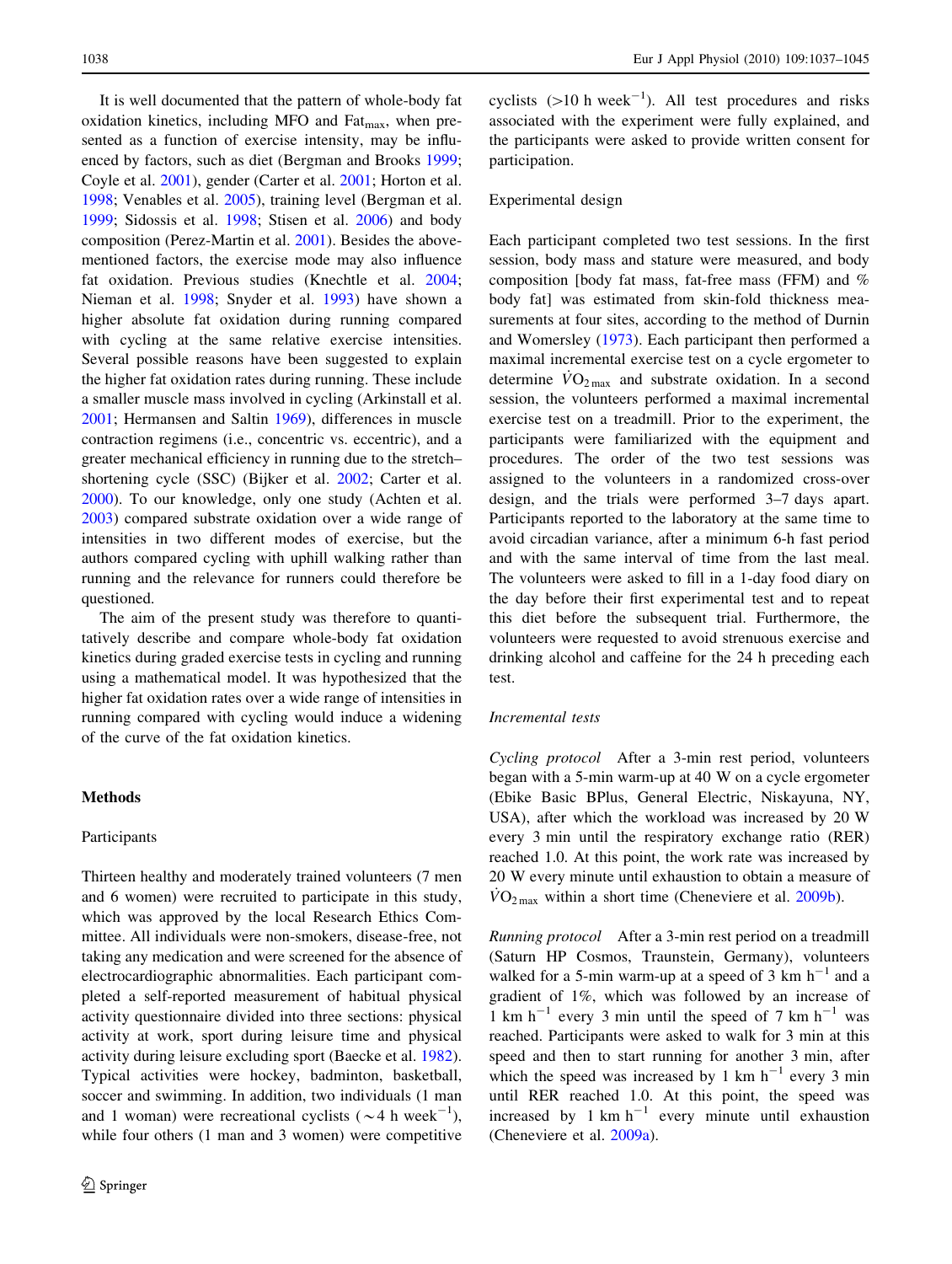It is well documented that the pattern of whole-body fat oxidation kinetics, including MFO and $Fat_{max}$, when presented as a function of exercise intensity, may be influenced by factors, such as diet (Bergman and Brooks 1999; Coyle et al. 2001), gender (Carter et al. 2001; Horton et al. 1998; Venables et al. 2005), training level (Bergman et al. 1999; Sidossis et al. 1998; Stisen et al. 2006) and body composition (Perez-Martin et al. 2001). Besides the above-mentioned factors, the exercise mode may also influence fat oxidation. Previous studies (Knechtle et al. 2004; Nieman et al. 1998; Snyder et al. 1993) have shown a higher absolute fat oxidation during running compared with cycling at the same relative exercise intensities. Several possible reasons have been suggested to explain the higher fat oxidation rates during running. These include a smaller muscle mass involved in cycling (Arkinstall et al. 2001; Hermansen and Saltin 1969), differences in muscle contraction regimens (i.e., concentric vs. eccentric), and a greater mechanical efficiency in running due to the stretch–shortening cycle (SSC) (Bijker et al. 2002; Carter et al. 2000). To our knowledge, only one study (Achten et al. 2003) compared substrate oxidation over a wide range of intensities in two different modes of exercise, but the authors compared cycling with uphill walking rather than running and the relevance for runners could therefore be questioned.

The aim of the present study was therefore to quantitatively describe and compare whole-body fat oxidation kinetics during graded exercise tests in cycling and running using a mathematical model. It was hypothesized that the higher fat oxidation rates over a wide range of intensities in running compared with cycling would induce a widening of the curve of the fat oxidation kinetics.

## Methods

### Participants

Thirteen healthy and moderately trained volunteers (7 men and 6 women) were recruited to participate in this study, which was approved by the local Research Ethics Committee. All individuals were non-smokers, disease-free, not taking any medication and were screened for the absence of electrocardiographic abnormalities. Each participant completed a self-reported measurement of habitual physical activity questionnaire divided into three sections: physical activity at work, sport during leisure time and physical activity during leisure excluding sport (Baecke et al. 1982). Typical activities were hockey, badminton, basketball, soccer and swimming. In addition, two individuals (1 man and 1 woman) were recreational cyclists ($\sim$4 h week$^{-1}$), while four others (1 man and 3 women) were competitive cyclists (>10 h week$^{-1}$). All test procedures and risks associated with the experiment were fully explained, and the participants were asked to provide written consent for participation.

### Experimental design

Each participant completed two test sessions. In the first session, body mass and stature were measured, and body composition [body fat mass, fat-free mass (FFM) and % body fat] was estimated from skin-fold thickness measurements at four sites, according to the method of Durnin and Womersley (1973). Each participant then performed a maximal incremental exercise test on a cycle ergometer to determine $\dot{V}O_{2\,max}$ and substrate oxidation. In a second session, the volunteers performed a maximal incremental exercise test on a treadmill. Prior to the experiment, the participants were familiarized with the equipment and procedures. The order of the two test sessions was assigned to the volunteers in a randomized cross-over design, and the trials were performed 3–7 days apart. Participants reported to the laboratory at the same time to avoid circadian variance, after a minimum 6-h fast period and with the same interval of time from the last meal. The volunteers were asked to fill in a 1-day food diary on the day before their first experimental test and to repeat this diet before the subsequent trial. Furthermore, the volunteers were requested to avoid strenuous exercise and drinking alcohol and caffeine for the 24 h preceding each test.

### *Incremental tests*

*Cycling protocol* After a 3-min rest period, volunteers began with a 5-min warm-up at 40 W on a cycle ergometer (Ebike Basic BPlus, General Electric, Niskayuna, NY, USA), after which the workload was increased by 20 W every 3 min until the respiratory exchange ratio (RER) reached 1.0. At this point, the work rate was increased by 20 W every minute until exhaustion to obtain a measure of $\dot{V}O_{2\,max}$ within a short time (Cheneviere et al. 2009b).

*Running protocol* After a 3-min rest period on a treadmill (Saturn HP Cosmos, Traunstein, Germany), volunteers walked for a 5-min warm-up at a speed of 3 km h$^{-1}$ and a gradient of 1%, which was followed by an increase of 1 km h$^{-1}$ every 3 min until the speed of 7 km h$^{-1}$ was reached. Participants were asked to walk for 3 min at this speed and then to start running for another 3 min, after which the speed was increased by 1 km h$^{-1}$ every 3 min until RER reached 1.0. At this point, the speed was increased by 1 km h$^{-1}$ every minute until exhaustion (Cheneviere et al. 2009a).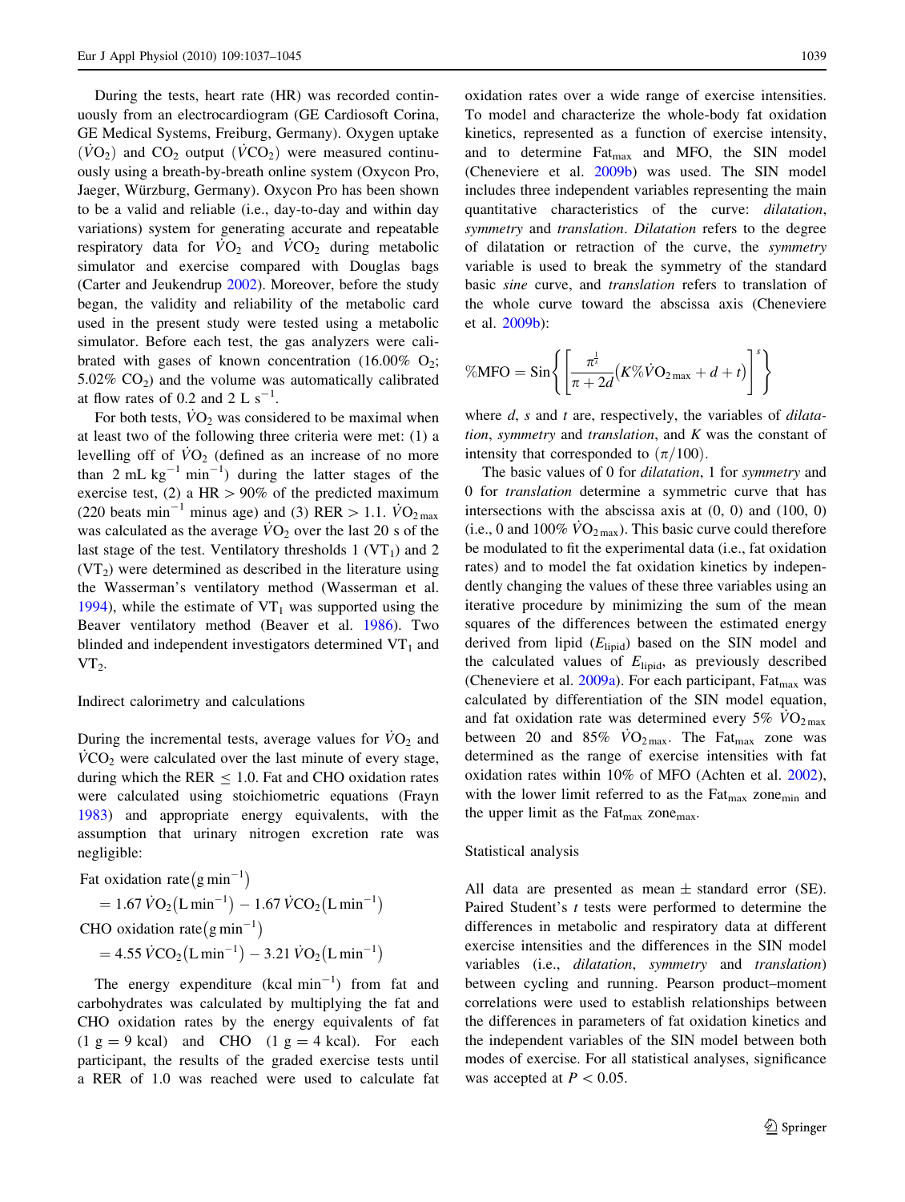During the tests, heart rate (HR) was recorded continuously from an electrocardiogram (GE Cardiosoft Corina, GE Medical Systems, Freiburg, Germany). Oxygen uptake ($\dot{V}O_2$) and $CO_2$ output ($\dot{V}CO_2$) were measured continuously using a breath-by-breath online system (Oxycon Pro, Jaeger, Würzburg, Germany). Oxycon Pro has been shown to be a valid and reliable (i.e., day-to-day and within day variations) system for generating accurate and repeatable respiratory data for $\dot{V}O_2$ and $\dot{V}CO_2$ during metabolic simulator and exercise compared with Douglas bags (Carter and Jeukendrup 2002). Moreover, before the study began, the validity and reliability of the metabolic card used in the present study were tested using a metabolic simulator. Before each test, the gas analyzers were calibrated with gases of known concentration (16.00% $O_2$; 5.02% $CO_2$) and the volume was automatically calibrated at flow rates of 0.2 and 2 L $s^{-1}$.

For both tests, $\dot{V}O_2$ was considered to be maximal when at least two of the following three criteria were met: (1) a levelling off of $\dot{V}O_2$ (defined as an increase of no more than 2 mL $kg^{-1}$ $min^{-1}$) during the latter stages of the exercise test, (2) a HR > 90% of the predicted maximum (220 beats $min^{-1}$ minus age) and (3) RER > 1.1. $\dot{V}O_{2\,max}$ was calculated as the average $\dot{V}O_2$ over the last 20 s of the last stage of the test. Ventilatory thresholds 1 ($VT_1$) and 2 ($VT_2$) were determined as described in the literature using the Wasserman's ventilatory method (Wasserman et al. 1994), while the estimate of $VT_1$ was supported using the Beaver ventilatory method (Beaver et al. 1986). Two blinded and independent investigators determined $VT_1$ and $VT_2$.

## Indirect calorimetry and calculations

During the incremental tests, average values for $\dot{V}O_2$ and $\dot{V}CO_2$ were calculated over the last minute of every stage, during which the RER ≤ 1.0. Fat and CHO oxidation rates were calculated using stoichiometric equations (Frayn 1983) and appropriate energy equivalents, with the assumption that urinary nitrogen excretion rate was negligible:

$$\text{Fat oxidation rate}\left(\text{g min}^{-1}\right) = 1.67\,\dot{V}O_2\left(\text{L min}^{-1}\right) - 1.67\,\dot{V}CO_2\left(\text{L min}^{-1}\right)$$

$$\text{CHO oxidation rate}\left(\text{g min}^{-1}\right) = 4.55\,\dot{V}CO_2\left(\text{L min}^{-1}\right) - 3.21\,\dot{V}O_2\left(\text{L min}^{-1}\right)$$

The energy expenditure (kcal $min^{-1}$) from fat and carbohydrates was calculated by multiplying the fat and CHO oxidation rates by the energy equivalents of fat (1 g = 9 kcal) and CHO (1 g = 4 kcal). For each participant, the results of the graded exercise tests until a RER of 1.0 was reached were used to calculate fat oxidation rates over a wide range of exercise intensities. To model and characterize the whole-body fat oxidation kinetics, represented as a function of exercise intensity, and to determine $Fat_{max}$ and MFO, the SIN model (Cheneviere et al. 2009b) was used. The SIN model includes three independent variables representing the main quantitative characteristics of the curve: *dilatation*, *symmetry* and *translation*. *Dilatation* refers to the degree of dilatation or retraction of the curve, the *symmetry* variable is used to break the symmetry of the standard basic *sine* curve, and *translation* refers to translation of the whole curve toward the abscissa axis (Cheneviere et al. 2009b):

$$\%\text{MFO} = \text{Sin}\left\{\left[\frac{\pi^{\frac{1}{s}}}{\pi + 2d}\left(K\%\dot{V}O_{2\,max} + d + t\right)\right]^{s}\right\}$$

where *d*, *s* and *t* are, respectively, the variables of *dilatation*, *symmetry* and *translation*, and *K* was the constant of intensity that corresponded to ($\pi/100$).

The basic values of 0 for *dilatation*, 1 for *symmetry* and 0 for *translation* determine a symmetric curve that has intersections with the abscissa axis at (0, 0) and (100, 0) (i.e., 0 and 100% $\dot{V}O_{2\,max}$). This basic curve could therefore be modulated to fit the experimental data (i.e., fat oxidation rates) and to model the fat oxidation kinetics by independently changing the values of these three variables using an iterative procedure by minimizing the sum of the mean squares of the differences between the estimated energy derived from lipid ($E_{lipid}$) based on the SIN model and the calculated values of $E_{lipid}$, as previously described (Cheneviere et al. 2009a). For each participant, $Fat_{max}$ was calculated by differentiation of the SIN model equation, and fat oxidation rate was determined every 5% $\dot{V}O_{2\,max}$ between 20 and 85% $\dot{V}O_{2\,max}$. The $Fat_{max}$ zone was determined as the range of exercise intensities with fat oxidation rates within 10% of MFO (Achten et al. 2002), with the lower limit referred to as the $Fat_{max}$ $zone_{min}$ and the upper limit as the $Fat_{max}$ $zone_{max}$.

## Statistical analysis

All data are presented as mean ± standard error (SE). Paired Student's *t* tests were performed to determine the differences in metabolic and respiratory data at different exercise intensities and the differences in the SIN model variables (i.e., *dilatation*, *symmetry* and *translation*) between cycling and running. Pearson product–moment correlations were used to establish relationships between the differences in parameters of fat oxidation kinetics and the independent variables of the SIN model between both modes of exercise. For all statistical analyses, significance was accepted at $P < 0.05$.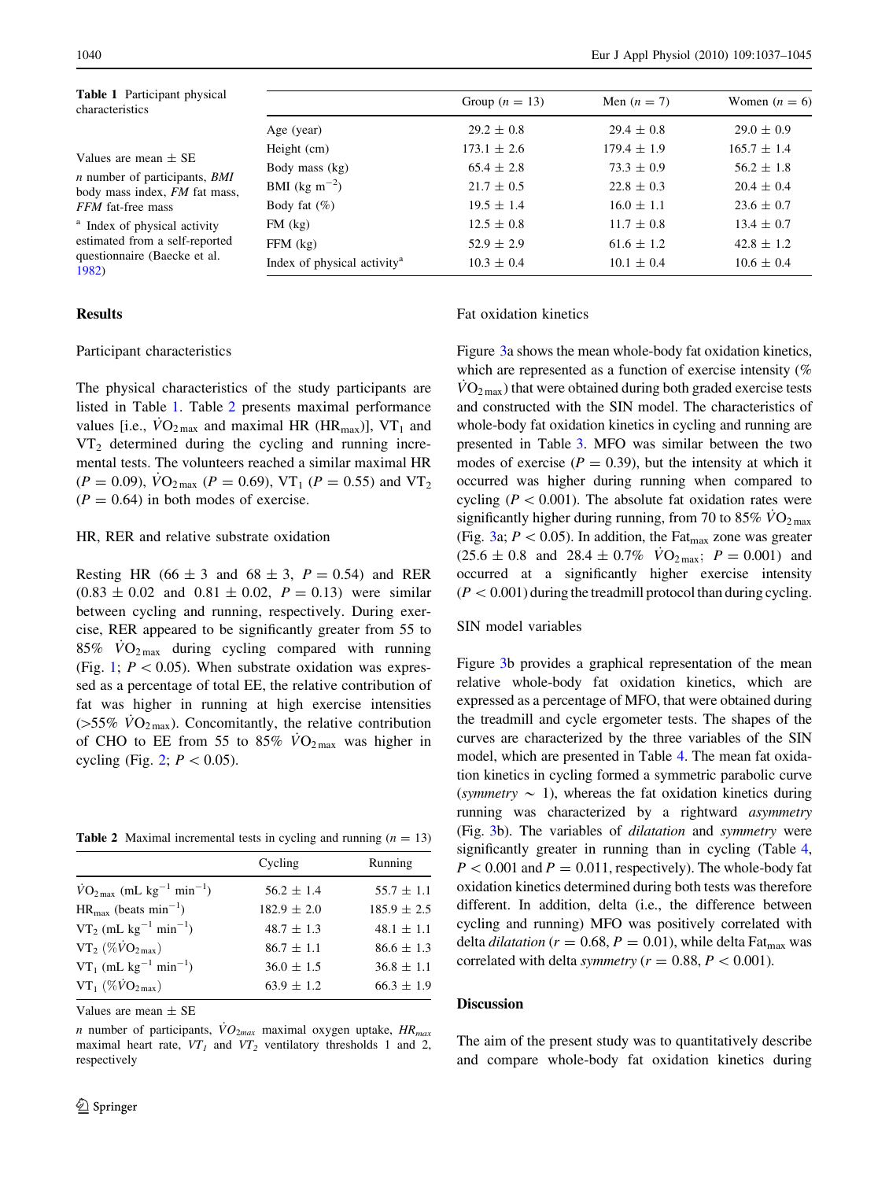**Table 1** Participant physical characteristics

| | Group ($n$ = 13) | Men ($n$ = 7) | Women ($n$ = 6) |
|---|---|---|---|
| Age (year) | 29.2 ± 0.8 | 29.4 ± 0.8 | 29.0 ± 0.9 |
| Height (cm) | 173.1 ± 2.6 | 179.4 ± 1.9 | 165.7 ± 1.4 |
| Body mass (kg) | 65.4 ± 2.8 | 73.3 ± 0.9 | 56.2 ± 1.8 |
| BMI (kg $m^{-2}$) | 21.7 ± 0.5 | 22.8 ± 0.3 | 20.4 ± 0.4 |
| Body fat (%) | 19.5 ± 1.4 | 16.0 ± 1.1 | 23.6 ± 0.7 |
| FM (kg) | 12.5 ± 0.8 | 11.7 ± 0.8 | 13.4 ± 0.7 |
| FFM (kg) | 52.9 ± 2.9 | 61.6 ± 1.2 | 42.8 ± 1.2 |
| Index of physical activity[a] | 10.3 ± 0.4 | 10.1 ± 0.4 | 10.6 ± 0.4 |

Values are mean ± SE

*n* number of participants, *BMI* body mass index, *FM* fat mass, *FFM* fat-free mass

[a] Index of physical activity estimated from a self-reported questionnaire (Baecke et al. 1982)

## Results

### Participant characteristics

The physical characteristics of the study participants are listed in Table 1. Table 2 presents maximal performance values [i.e., $\dot{V}O_{2\,max}$ and maximal HR ($HR_{max}$)], $VT_1$ and $VT_2$ determined during the cycling and running incremental tests. The volunteers reached a similar maximal HR ($P = 0.09$), $\dot{V}O_{2\,max}$ ($P = 0.69$), $VT_1$ ($P = 0.55$) and $VT_2$ ($P = 0.64$) in both modes of exercise.

### HR, RER and relative substrate oxidation

Resting HR (66 ± 3 and 68 ± 3, $P = 0.54$) and RER (0.83 ± 0.02 and 0.81 ± 0.02, $P = 0.13$) were similar between cycling and running, respectively. During exercise, RER appeared to be significantly greater from 55 to 85% $\dot{V}O_{2\,max}$ during cycling compared with running (Fig. 1; $P < 0.05$). When substrate oxidation was expressed as a percentage of total EE, the relative contribution of fat was higher in running at high exercise intensities (>55% $\dot{V}O_{2\,max}$). Concomitantly, the relative contribution of CHO to EE from 55 to 85% $\dot{V}O_{2\,max}$ was higher in cycling (Fig. 2; $P < 0.05$).

**Table 2** Maximal incremental tests in cycling and running ($n$ = 13)

| | Cycling | Running |
|---|---|---|
| $\dot{V}O_{2\,max}$ (mL $kg^{-1}$ $min^{-1}$) | 56.2 ± 1.4 | 55.7 ± 1.1 |
| $HR_{max}$ (beats $min^{-1}$) | 182.9 ± 2.0 | 185.9 ± 2.5 |
| $VT_2$ (mL $kg^{-1}$ $min^{-1}$) | 48.7 ± 1.3 | 48.1 ± 1.1 |
| $VT_2$ (%$\dot{V}O_{2\,max}$) | 86.7 ± 1.1 | 86.6 ± 1.3 |
| $VT_1$ (mL $kg^{-1}$ $min^{-1}$) | 36.0 ± 1.5 | 36.8 ± 1.1 |
| $VT_1$ (%$\dot{V}O_{2\,max}$) | 63.9 ± 1.2 | 66.3 ± 1.9 |

Values are mean ± SE

*n* number of participants, $\dot{V}O_{2max}$ maximal oxygen uptake, $HR_{max}$ maximal heart rate, $VT_1$ and $VT_2$ ventilatory thresholds 1 and 2, respectively

### Fat oxidation kinetics

Figure 3a shows the mean whole-body fat oxidation kinetics, which are represented as a function of exercise intensity (% $\dot{V}O_{2\,max}$) that were obtained during both graded exercise tests and constructed with the SIN model. The characteristics of whole-body fat oxidation kinetics in cycling and running are presented in Table 3. MFO was similar between the two modes of exercise ($P = 0.39$), but the intensity at which it occurred was higher during running when compared to cycling ($P < 0.001$). The absolute fat oxidation rates were significantly higher during running, from 70 to 85% $\dot{V}O_{2\,max}$ (Fig. 3a; $P < 0.05$). In addition, the $Fat_{max}$ zone was greater (25.6 ± 0.8 and 28.4 ± 0.7% $\dot{V}O_{2\,max}$; $P = 0.001$) and occurred at a significantly higher exercise intensity ($P < 0.001$) during the treadmill protocol than during cycling.

### SIN model variables

Figure 3b provides a graphical representation of the mean relative whole-body fat oxidation kinetics, which are expressed as a percentage of MFO, that were obtained during the treadmill and cycle ergometer tests. The shapes of the curves are characterized by the three variables of the SIN model, which are presented in Table 4. The mean fat oxidation kinetics in cycling formed a symmetric parabolic curve (*symmetry* ~ 1), whereas the fat oxidation kinetics during running was characterized by a rightward *asymmetry* (Fig. 3b). The variables of *dilatation* and *symmetry* were significantly greater in running than in cycling (Table 4, $P < 0.001$ and $P = 0.011$, respectively). The whole-body fat oxidation kinetics determined during both tests was therefore different. In addition, delta (i.e., the difference between cycling and running) MFO was positively correlated with delta *dilatation* ($r = 0.68$, $P = 0.01$), while delta $Fat_{max}$ was correlated with delta *symmetry* ($r = 0.88$, $P < 0.001$).

## Discussion

The aim of the present study was to quantitatively describe and compare whole-body fat oxidation kinetics during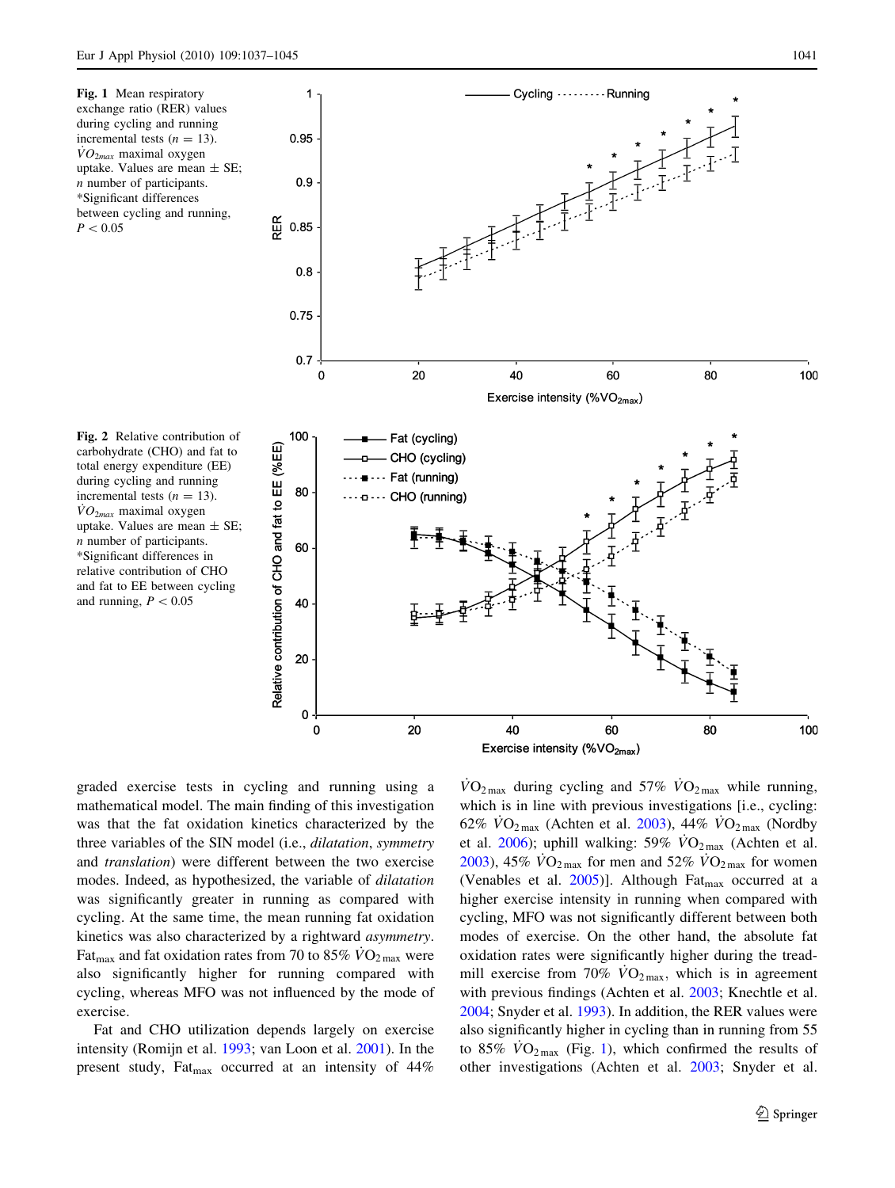Fig. 1 Mean respiratory exchange ratio (RER) values during cycling and running incremental tests ($n = 13$). $\dot{V}O_{2max}$ maximal oxygen uptake. Values are mean ± SE; $n$ number of participants. *Significant differences between cycling and running, $P < 0.05$

Fig. 2 Relative contribution of carbohydrate (CHO) and fat to total energy expenditure (EE) during cycling and running incremental tests ($n = 13$). $\dot{V}O_{2max}$ maximal oxygen uptake. Values are mean ± SE; $n$ number of participants. *Significant differences in relative contribution of CHO and fat to EE between cycling and running, $P < 0.05$

graded exercise tests in cycling and running using a mathematical model. The main finding of this investigation was that the fat oxidation kinetics characterized by the three variables of the SIN model (i.e., *dilatation*, *symmetry* and *translation*) were different between the two exercise modes. Indeed, as hypothesized, the variable of *dilatation* was significantly greater in running as compared with cycling. At the same time, the mean running fat oxidation kinetics was also characterized by a rightward *asymmetry*. $Fat_{max}$ and fat oxidation rates from 70 to 85% $\dot{V}O_{2max}$ were also significantly higher for running compared with cycling, whereas MFO was not influenced by the mode of exercise.

Fat and CHO utilization depends largely on exercise intensity (Romijn et al. 1993; van Loon et al. 2001). In the present study, $Fat_{max}$ occurred at an intensity of 44% $\dot{V}O_{2max}$ during cycling and 57% $\dot{V}O_{2max}$ while running, which is in line with previous investigations [i.e., cycling: 62% $\dot{V}O_{2max}$ (Achten et al. 2003), 44% $\dot{V}O_{2max}$ (Nordby et al. 2006); uphill walking: 59% $\dot{V}O_{2max}$ (Achten et al. 2003), 45% $\dot{V}O_{2max}$ for men and 52% $\dot{V}O_{2max}$ for women (Venables et al. 2005)]. Although $Fat_{max}$ occurred at a higher exercise intensity in running when compared with cycling, MFO was not significantly different between both modes of exercise. On the other hand, the absolute fat oxidation rates were significantly higher during the treadmill exercise from 70% $\dot{V}O_{2max}$, which is in agreement with previous findings (Achten et al. 2003; Knechtle et al. 2004; Snyder et al. 1993). In addition, the RER values were also significantly higher in cycling than in running from 55 to 85% $\dot{V}O_{2max}$ (Fig. 1), which confirmed the results of other investigations (Achten et al. 2003; Snyder et al.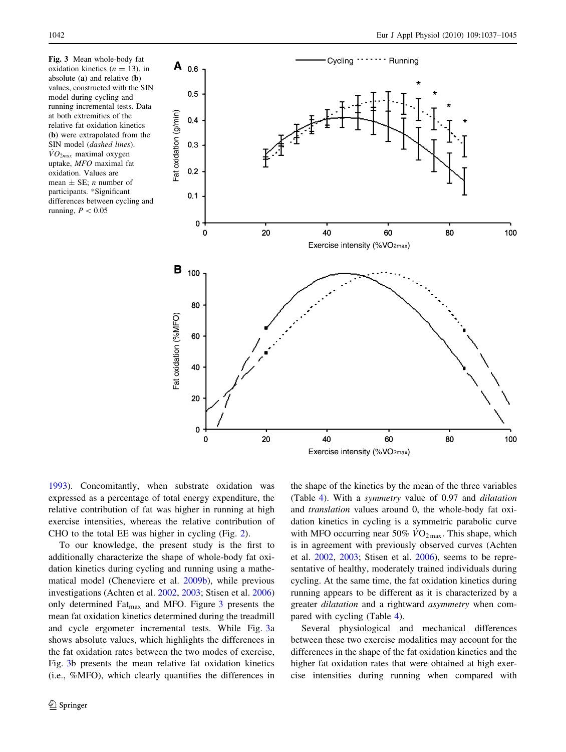**Fig. 3** Mean whole-body fat oxidation kinetics ($n = 13$), in absolute (**a**) and relative (**b**) values, constructed with the SIN model during cycling and running incremental tests. Data at both extremities of the relative fat oxidation kinetics (**b**) were extrapolated from the SIN model (*dashed lines*). $\dot{V}O_{2max}$ maximal oxygen uptake, *MFO* maximal fat oxidation. Values are mean ± SE; *n* number of participants. *Significant differences between cycling and running, $P < 0.05$

1993). Concomitantly, when substrate oxidation was expressed as a percentage of total energy expenditure, the relative contribution of fat was higher in running at high exercise intensities, whereas the relative contribution of CHO to the total EE was higher in cycling (Fig. 2).

To our knowledge, the present study is the first to additionally characterize the shape of whole-body fat oxidation kinetics during cycling and running using a mathematical model (Cheneviere et al. 2009b), while previous investigations (Achten et al. 2002, 2003; Stisen et al. 2006) only determined $Fat_{max}$ and MFO. Figure 3 presents the mean fat oxidation kinetics determined during the treadmill and cycle ergometer incremental tests. While Fig. 3a shows absolute values, which highlights the differences in the fat oxidation rates between the two modes of exercise, Fig. 3b presents the mean relative fat oxidation kinetics (i.e., %MFO), which clearly quantifies the differences in the shape of the kinetics by the mean of the three variables (Table 4). With a *symmetry* value of 0.97 and *dilatation* and *translation* values around 0, the whole-body fat oxidation kinetics in cycling is a symmetric parabolic curve with MFO occurring near 50% $\dot{V}O_{2max}$. This shape, which is in agreement with previously observed curves (Achten et al. 2002, 2003; Stisen et al. 2006), seems to be representative of healthy, moderately trained individuals during cycling. At the same time, the fat oxidation kinetics during running appears to be different as it is characterized by a greater *dilatation* and a rightward *asymmetry* when compared with cycling (Table 4).

Several physiological and mechanical differences between these two exercise modalities may account for the differences in the shape of the fat oxidation kinetics and the higher fat oxidation rates that were obtained at high exercise intensities during running when compared with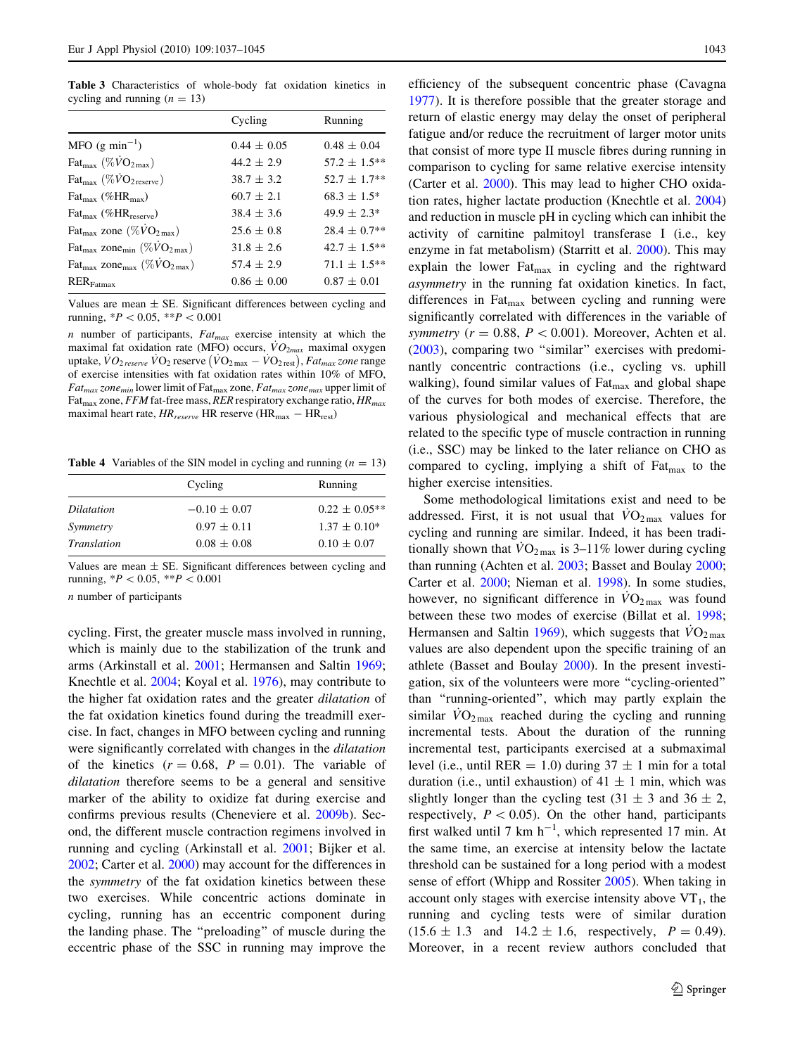**Table 3** Characteristics of whole-body fat oxidation kinetics in cycling and running ($n = 13$)

| | Cycling | Running |
|---|---|---|
| MFO ($g\ min^{-1}$) | 0.44 ± 0.05 | 0.48 ± 0.04 |
| $Fat_{max}$ ($\%\dot{V}O_{2\,max}$) | 44.2 ± 2.9 | 57.2 ± 1.5** |
| $Fat_{max}$ ($\%\dot{V}O_{2\,reserve}$) | 38.7 ± 3.2 | 52.7 ± 1.7** |
| $Fat_{max}$ ($\%HR_{max}$) | 60.7 ± 2.1 | 68.3 ± 1.5* |
| $Fat_{max}$ ($\%HR_{reserve}$) | 38.4 ± 3.6 | 49.9 ± 2.3* |
| $Fat_{max}$ zone ($\%\dot{V}O_{2\,max}$) | 25.6 ± 0.8 | 28.4 ± 0.7** |
| $Fat_{max}$ $zone_{min}$ ($\%\dot{V}O_{2\,max}$) | 31.8 ± 2.6 | 42.7 ± 1.5** |
| $Fat_{max}$ $zone_{max}$ ($\%\dot{V}O_{2\,max}$) | 57.4 ± 2.9 | 71.1 ± 1.5** |
| $RER_{Fatmax}$ | 0.86 ± 0.00 | 0.87 ± 0.01 |

Values are mean ± SE. Significant differences between cycling and running, *$P < 0.05$, **$P < 0.001$

*n* number of participants, *$Fat_{max}$* exercise intensity at which the maximal fat oxidation rate (MFO) occurs, *$\dot{V}O_{2max}$* maximal oxygen uptake, *$\dot{V}O_{2\,reserve}$* $\dot{V}O_2$ reserve ($\dot{V}O_{2\,max} - \dot{V}O_{2\,rest}$), *$Fat_{max}$ zone* range of exercise intensities with fat oxidation rates within 10% of MFO, *$Fat_{max}$ $zone_{min}$* lower limit of $Fat_{max}$ zone, *$Fat_{max}$ $zone_{max}$* upper limit of $Fat_{max}$ zone, *FFM* fat-free mass, *RER* respiratory exchange ratio, *$HR_{max}$* maximal heart rate, *$HR_{reserve}$* HR reserve ($HR_{max} - HR_{rest}$)

**Table 4** Variables of the SIN model in cycling and running ($n = 13$)

| | Cycling | Running |
|---|---|---|
| *Dilatation* | −0.10 ± 0.07 | 0.22 ± 0.05** |
| *Symmetry* | 0.97 ± 0.11 | 1.37 ± 0.10* |
| *Translation* | 0.08 ± 0.08 | 0.10 ± 0.07 |

Values are mean ± SE. Significant differences between cycling and running, *$P < 0.05$, **$P < 0.001$

*n* number of participants

cycling. First, the greater muscle mass involved in running, which is mainly due to the stabilization of the trunk and arms (Arkinstall et al. 2001; Hermansen and Saltin 1969; Knechtle et al. 2004; Koyal et al. 1976), may contribute to the higher fat oxidation rates and the greater *dilatation* of the fat oxidation kinetics found during the treadmill exercise. In fact, changes in MFO between cycling and running were significantly correlated with changes in the *dilatation* of the kinetics ($r = 0.68$, $P = 0.01$). The variable of *dilatation* therefore seems to be a general and sensitive marker of the ability to oxidize fat during exercise and confirms previous results (Cheneviere et al. 2009b). Second, the different muscle contraction regimens involved in running and cycling (Arkinstall et al. 2001; Bijker et al. 2002; Carter et al. 2000) may account for the differences in the *symmetry* of the fat oxidation kinetics between these two exercises. While concentric actions dominate in cycling, running has an eccentric component during the landing phase. The "preloading" of muscle during the eccentric phase of the SSC in running may improve the efficiency of the subsequent concentric phase (Cavagna 1977). It is therefore possible that the greater storage and return of elastic energy may delay the onset of peripheral fatigue and/or reduce the recruitment of larger motor units that consist of more type II muscle fibres during running in comparison to cycling for same relative exercise intensity (Carter et al. 2000). This may lead to higher CHO oxidation rates, higher lactate production (Knechtle et al. 2004) and reduction in muscle pH in cycling which can inhibit the activity of carnitine palmitoyl transferase I (i.e., key enzyme in fat metabolism) (Starritt et al. 2000). This may explain the lower $Fat_{max}$ in cycling and the rightward *asymmetry* in the running fat oxidation kinetics. In fact, differences in $Fat_{max}$ between cycling and running were significantly correlated with differences in the variable of *symmetry* ($r = 0.88$, $P < 0.001$). Moreover, Achten et al. (2003), comparing two "similar" exercises with predominantly concentric contractions (i.e., cycling vs. uphill walking), found similar values of $Fat_{max}$ and global shape of the curves for both modes of exercise. Therefore, the various physiological and mechanical effects that are related to the specific type of muscle contraction in running (i.e., SSC) may be linked to the later reliance on CHO as compared to cycling, implying a shift of $Fat_{max}$ to the higher exercise intensities.

Some methodological limitations exist and need to be addressed. First, it is not usual that $\dot{V}O_{2\,max}$ values for cycling and running are similar. Indeed, it has been traditionally shown that $\dot{V}O_{2\,max}$ is 3–11% lower during cycling than running (Achten et al. 2003; Basset and Boulay 2000; Carter et al. 2000; Nieman et al. 1998). In some studies, however, no significant difference in $\dot{V}O_{2\,max}$ was found between these two modes of exercise (Billat et al. 1998; Hermansen and Saltin 1969), which suggests that $\dot{V}O_{2\,max}$ values are also dependent upon the specific training of an athlete (Basset and Boulay 2000). In the present investigation, six of the volunteers were more "cycling-oriented" than "running-oriented", which may partly explain the similar $\dot{V}O_{2\,max}$ reached during the cycling and running incremental tests. About the duration of the running incremental test, participants exercised at a submaximal level (i.e., until RER = 1.0) during 37 ± 1 min for a total duration (i.e., until exhaustion) of 41 ± 1 min, which was slightly longer than the cycling test (31 ± 3 and 36 ± 2, respectively, $P < 0.05$). On the other hand, participants first walked until 7 km $h^{-1}$, which represented 17 min. At the same time, an exercise at intensity below the lactate threshold can be sustained for a long period with a modest sense of effort (Whipp and Rossiter 2005). When taking in account only stages with exercise intensity above $VT_1$, the running and cycling tests were of similar duration (15.6 ± 1.3 and 14.2 ± 1.6, respectively, $P = 0.49$). Moreover, in a recent review authors concluded that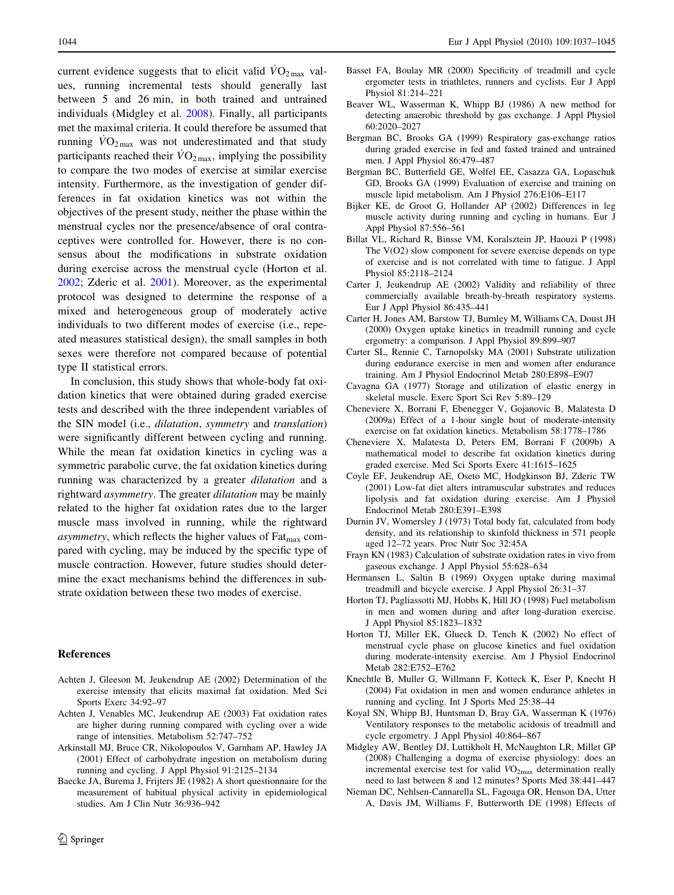current evidence suggests that to elicit valid $\dot{V}O_{2\,max}$ values, running incremental tests should generally last between 5 and 26 min, in both trained and untrained individuals (Midgley et al. 2008). Finally, all participants met the maximal criteria. It could therefore be assumed that running $\dot{V}O_{2\,max}$ was not underestimated and that study participants reached their $\dot{V}O_{2\,max}$, implying the possibility to compare the two modes of exercise at similar exercise intensity. Furthermore, as the investigation of gender differences in fat oxidation kinetics was not within the objectives of the present study, neither the phase within the menstrual cycles nor the presence/absence of oral contraceptives were controlled for. However, there is no consensus about the modifications in substrate oxidation during exercise across the menstrual cycle (Horton et al. 2002; Zderic et al. 2001). Moreover, as the experimental protocol was designed to determine the response of a mixed and heterogeneous group of moderately active individuals to two different modes of exercise (i.e., repeated measures statistical design), the small samples in both sexes were therefore not compared because of potential type II statistical errors.

In conclusion, this study shows that whole-body fat oxidation kinetics that were obtained during graded exercise tests and described with the three independent variables of the SIN model (i.e., *dilatation*, *symmetry* and *translation*) were significantly different between cycling and running. While the mean fat oxidation kinetics in cycling was a symmetric parabolic curve, the fat oxidation kinetics during running was characterized by a greater *dilatation* and a rightward *asymmetry*. The greater *dilatation* may be mainly related to the higher fat oxidation rates due to the larger muscle mass involved in running, while the rightward *asymmetry*, which reflects the higher values of $Fat_{max}$ compared with cycling, may be induced by the specific type of muscle contraction. However, future studies should determine the exact mechanisms behind the differences in substrate oxidation between these two modes of exercise.

## References

- Achten J, Gleeson M, Jeukendrup AE (2002) Determination of the exercise intensity that elicits maximal fat oxidation. Med Sci Sports Exerc 34:92–97
- Achten J, Venables MC, Jeukendrup AE (2003) Fat oxidation rates are higher during running compared with cycling over a wide range of intensities. Metabolism 52:747–752
- Arkinstall MJ, Bruce CR, Nikolopoulos V, Garnham AP, Hawley JA (2001) Effect of carbohydrate ingestion on metabolism during running and cycling. J Appl Physiol 91:2125–2134
- Baecke JA, Burema J, Frijters JE (1982) A short questionnaire for the measurement of habitual physical activity in epidemiological studies. Am J Clin Nutr 36:936–942
- Basset FA, Boulay MR (2000) Specificity of treadmill and cycle ergometer tests in triathletes, runners and cyclists. Eur J Appl Physiol 81:214–221
- Beaver WL, Wasserman K, Whipp BJ (1986) A new method for detecting anaerobic threshold by gas exchange. J Appl Physiol 60:2020–2027
- Bergman BC, Brooks GA (1999) Respiratory gas-exchange ratios during graded exercise in fed and fasted trained and untrained men. J Appl Physiol 86:479–487
- Bergman BC, Butterfield GE, Wolfel EE, Casazza GA, Lopaschuk GD, Brooks GA (1999) Evaluation of exercise and training on muscle lipid metabolism. Am J Physiol 276:E106–E117
- Bijker KE, de Groot G, Hollander AP (2002) Differences in leg muscle activity during running and cycling in humans. Eur J Appl Physiol 87:556–561
- Billat VL, Richard R, Binsse VM, Koralsztein JP, Haouzi P (1998) The V(O2) slow component for severe exercise depends on type of exercise and is not correlated with time to fatigue. J Appl Physiol 85:2118–2124
- Carter J, Jeukendrup AE (2002) Validity and reliability of three commercially available breath-by-breath respiratory systems. Eur J Appl Physiol 86:435–441
- Carter H, Jones AM, Barstow TJ, Burnley M, Williams CA, Doust JH (2000) Oxygen uptake kinetics in treadmill running and cycle ergometry: a comparison. J Appl Physiol 89:899–907
- Carter SL, Rennie C, Tarnopolsky MA (2001) Substrate utilization during endurance exercise in men and women after endurance training. Am J Physiol Endocrinol Metab 280:E898–E907
- Cavagna GA (1977) Storage and utilization of elastic energy in skeletal muscle. Exerc Sport Sci Rev 5:89–129
- Cheneviere X, Borrani F, Ebenegger V, Gojanovic B, Malatesta D (2009a) Effect of a 1-hour single bout of moderate-intensity exercise on fat oxidation kinetics. Metabolism 58:1778–1786
- Cheneviere X, Malatesta D, Peters EM, Borrani F (2009b) A mathematical model to describe fat oxidation kinetics during graded exercise. Med Sci Sports Exerc 41:1615–1625
- Coyle EF, Jeukendrup AE, Oseto MC, Hodgkinson BJ, Zderic TW (2001) Low-fat diet alters intramuscular substrates and reduces lipolysis and fat oxidation during exercise. Am J Physiol Endocrinol Metab 280:E391–E398
- Durnin JV, Womersley J (1973) Total body fat, calculated from body density, and its relationship to skinfold thickness in 571 people aged 12–72 years. Proc Nutr Soc 32:45A
- Frayn KN (1983) Calculation of substrate oxidation rates in vivo from gaseous exchange. J Appl Physiol 55:628–634
- Hermansen L, Saltin B (1969) Oxygen uptake during maximal treadmill and bicycle exercise. J Appl Physiol 26:31–37
- Horton TJ, Pagliassotti MJ, Hobbs K, Hill JO (1998) Fuel metabolism in men and women during and after long-duration exercise. J Appl Physiol 85:1823–1832
- Horton TJ, Miller EK, Glueck D, Tench K (2002) No effect of menstrual cycle phase on glucose kinetics and fuel oxidation during moderate-intensity exercise. Am J Physiol Endocrinol Metab 282:E752–E762
- Knechtle B, Muller G, Willmann F, Kotteck K, Eser P, Knecht H (2004) Fat oxidation in men and women endurance athletes in running and cycling. Int J Sports Med 25:38–44
- Koyal SN, Whipp BJ, Huntsman D, Bray GA, Wasserman K (1976) Ventilatory responses to the metabolic acidosis of treadmill and cycle ergometry. J Appl Physiol 40:864–867
- Midgley AW, Bentley DJ, Luttikholt H, McNaughton LR, Millet GP (2008) Challenging a dogma of exercise physiology: does an incremental exercise test for valid $VO_{2max}$ determination really need to last between 8 and 12 minutes? Sports Med 38:441–447
- Nieman DC, Nehlsen-Cannarella SL, Fagoaga OR, Henson DA, Utter A, Davis JM, Williams F, Butterworth DE (1998) Effects of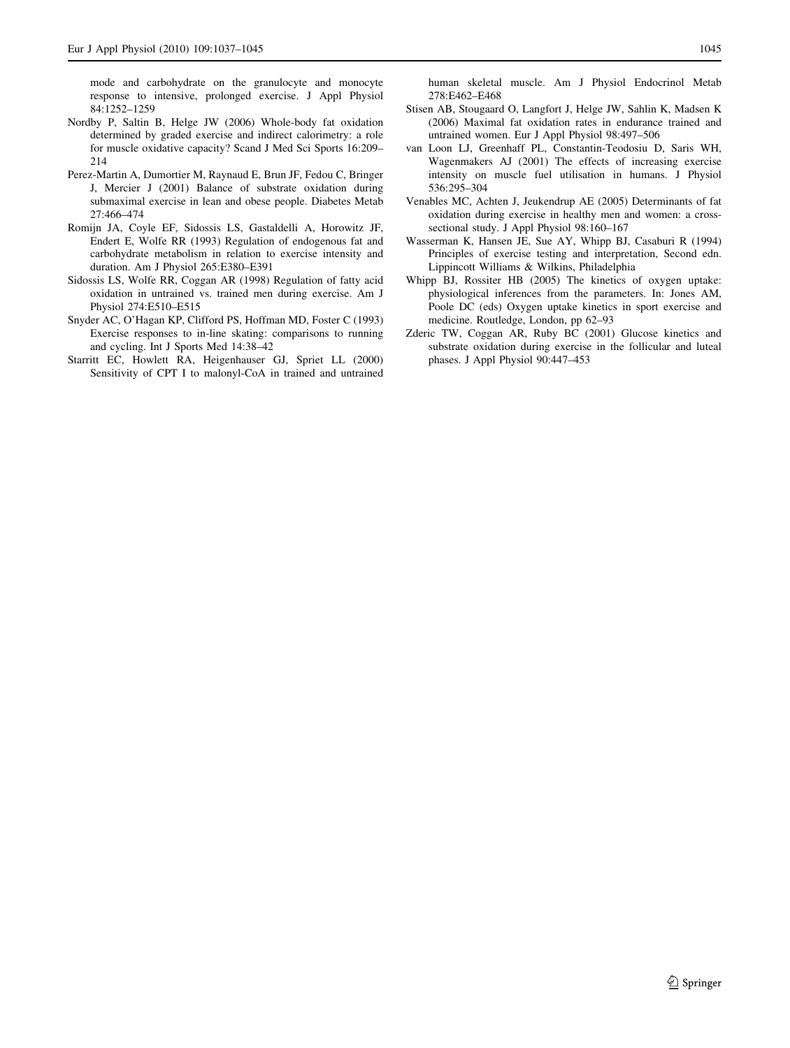mode and carbohydrate on the granulocyte and monocyte response to intensive, prolonged exercise. J Appl Physiol 84:1252–1259

Nordby P, Saltin B, Helge JW (2006) Whole-body fat oxidation determined by graded exercise and indirect calorimetry: a role for muscle oxidative capacity? Scand J Med Sci Sports 16:209–214

Perez-Martin A, Dumortier M, Raynaud E, Brun JF, Fedou C, Bringer J, Mercier J (2001) Balance of substrate oxidation during submaximal exercise in lean and obese people. Diabetes Metab 27:466–474

Romijn JA, Coyle EF, Sidossis LS, Gastaldelli A, Horowitz JF, Endert E, Wolfe RR (1993) Regulation of endogenous fat and carbohydrate metabolism in relation to exercise intensity and duration. Am J Physiol 265:E380–E391

Sidossis LS, Wolfe RR, Coggan AR (1998) Regulation of fatty acid oxidation in untrained vs. trained men during exercise. Am J Physiol 274:E510–E515

Snyder AC, O'Hagan KP, Clifford PS, Hoffman MD, Foster C (1993) Exercise responses to in-line skating: comparisons to running and cycling. Int J Sports Med 14:38–42

Starritt EC, Howlett RA, Heigenhauser GJ, Spriet LL (2000) Sensitivity of CPT I to malonyl-CoA in trained and untrained human skeletal muscle. Am J Physiol Endocrinol Metab 278:E462–E468

Stisen AB, Stougaard O, Langfort J, Helge JW, Sahlin K, Madsen K (2006) Maximal fat oxidation rates in endurance trained and untrained women. Eur J Appl Physiol 98:497–506

van Loon LJ, Greenhaff PL, Constantin-Teodosiu D, Saris WH, Wagenmakers AJ (2001) The effects of increasing exercise intensity on muscle fuel utilisation in humans. J Physiol 536:295–304

Venables MC, Achten J, Jeukendrup AE (2005) Determinants of fat oxidation during exercise in healthy men and women: a cross-sectional study. J Appl Physiol 98:160–167

Wasserman K, Hansen JE, Sue AY, Whipp BJ, Casaburi R (1994) Principles of exercise testing and interpretation, Second edn. Lippincott Williams & Wilkins, Philadelphia

Whipp BJ, Rossiter HB (2005) The kinetics of oxygen uptake: physiological inferences from the parameters. In: Jones AM, Poole DC (eds) Oxygen uptake kinetics in sport exercise and medicine. Routledge, London, pp 62–93

Zderic TW, Coggan AR, Ruby BC (2001) Glucose kinetics and substrate oxidation during exercise in the follicular and luteal phases. J Appl Physiol 90:447–453